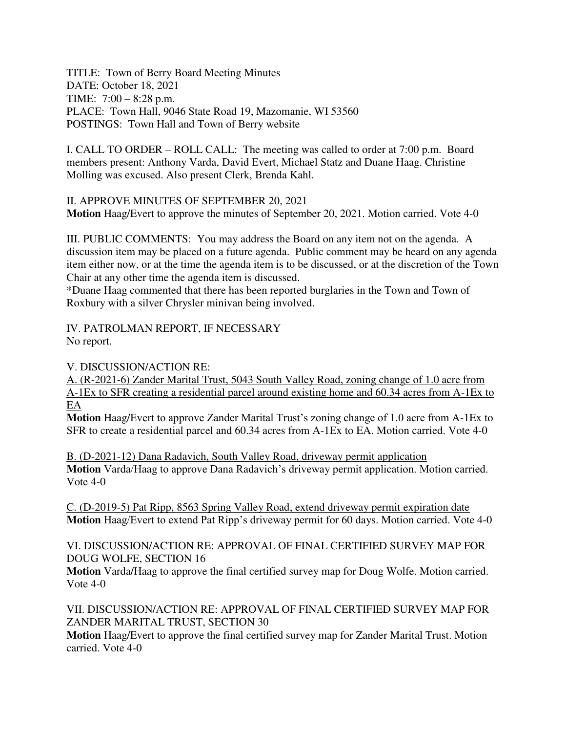TITLE: Town of Berry Board Meeting Minutes
DATE: October 18, 2021
TIME: 7:00 – 8:28 p.m.
PLACE: Town Hall, 9046 State Road 19, Mazomanie, WI 53560
POSTINGS: Town Hall and Town of Berry website

I. CALL TO ORDER – ROLL CALL: The meeting was called to order at 7:00 p.m. Board members present: Anthony Varda, David Evert, Michael Statz and Duane Haag. Christine Molling was excused. Also present Clerk, Brenda Kahl.

II. APPROVE MINUTES OF SEPTEMBER 20, 2021
**Motion** Haag/Evert to approve the minutes of September 20, 2021. Motion carried. Vote 4-0

III. PUBLIC COMMENTS: You may address the Board on any item not on the agenda. A discussion item may be placed on a future agenda. Public comment may be heard on any agenda item either now, or at the time the agenda item is to be discussed, or at the discretion of the Town Chair at any other time the agenda item is discussed.
*Duane Haag commented that there has been reported burglaries in the Town and Town of Roxbury with a silver Chrysler minivan being involved.

IV. PATROLMAN REPORT, IF NECESSARY
No report.

V. DISCUSSION/ACTION RE:

A. (R-2021-6) Zander Marital Trust, 5043 South Valley Road, zoning change of 1.0 acre from A-1Ex to SFR creating a residential parcel around existing home and 60.34 acres from A-1Ex to EA
**Motion** Haag/Evert to approve Zander Marital Trust's zoning change of 1.0 acre from A-1Ex to SFR to create a residential parcel and 60.34 acres from A-1Ex to EA. Motion carried. Vote 4-0

B. (D-2021-12) Dana Radavich, South Valley Road, driveway permit application
**Motion** Varda/Haag to approve Dana Radavich's driveway permit application. Motion carried. Vote 4-0

C. (D-2019-5) Pat Ripp, 8563 Spring Valley Road, extend driveway permit expiration date
**Motion** Haag/Evert to extend Pat Ripp's driveway permit for 60 days. Motion carried. Vote 4-0

VI. DISCUSSION/ACTION RE: APPROVAL OF FINAL CERTIFIED SURVEY MAP FOR DOUG WOLFE, SECTION 16
**Motion** Varda/Haag to approve the final certified survey map for Doug Wolfe. Motion carried. Vote 4-0

VII. DISCUSSION/ACTION RE: APPROVAL OF FINAL CERTIFIED SURVEY MAP FOR ZANDER MARITAL TRUST, SECTION 30
**Motion** Haag/Evert to approve the final certified survey map for Zander Marital Trust. Motion carried. Vote 4-0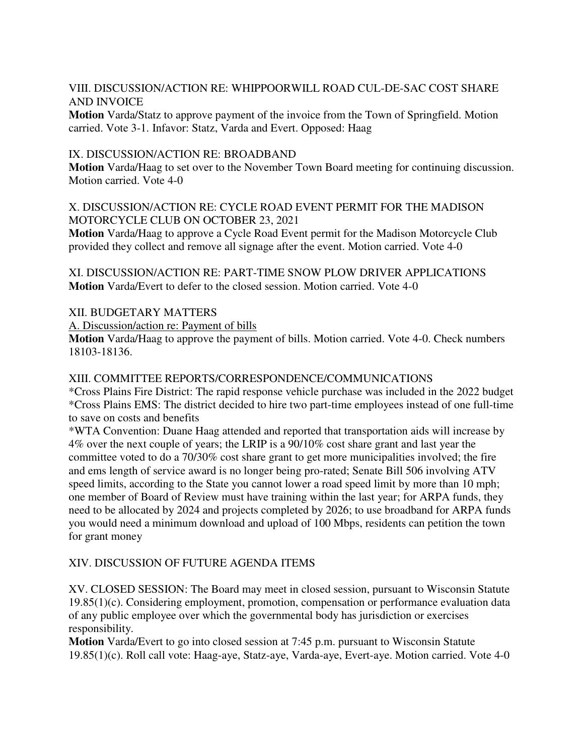VIII. DISCUSSION/ACTION RE: WHIPPOORWILL ROAD CUL-DE-SAC COST SHARE AND INVOICE

**Motion** Varda/Statz to approve payment of the invoice from the Town of Springfield. Motion carried. Vote 3-1. Infavor: Statz, Varda and Evert. Opposed: Haag

IX. DISCUSSION/ACTION RE: BROADBAND

**Motion** Varda/Haag to set over to the November Town Board meeting for continuing discussion. Motion carried. Vote 4-0

X. DISCUSSION/ACTION RE: CYCLE ROAD EVENT PERMIT FOR THE MADISON MOTORCYCLE CLUB ON OCTOBER 23, 2021

**Motion** Varda/Haag to approve a Cycle Road Event permit for the Madison Motorcycle Club provided they collect and remove all signage after the event. Motion carried. Vote 4-0

XI. DISCUSSION/ACTION RE: PART-TIME SNOW PLOW DRIVER APPLICATIONS

**Motion** Varda/Evert to defer to the closed session. Motion carried. Vote 4-0

XII. BUDGETARY MATTERS

A. Discussion/action re: Payment of bills

**Motion** Varda/Haag to approve the payment of bills. Motion carried. Vote 4-0. Check numbers 18103-18136.

XIII. COMMITTEE REPORTS/CORRESPONDENCE/COMMUNICATIONS

*Cross Plains Fire District: The rapid response vehicle purchase was included in the 2022 budget

*Cross Plains EMS: The district decided to hire two part-time employees instead of one full-time to save on costs and benefits

*WTA Convention: Duane Haag attended and reported that transportation aids will increase by 4% over the next couple of years; the LRIP is a 90/10% cost share grant and last year the committee voted to do a 70/30% cost share grant to get more municipalities involved; the fire and ems length of service award is no longer being pro-rated; Senate Bill 506 involving ATV speed limits, according to the State you cannot lower a road speed limit by more than 10 mph; one member of Board of Review must have training within the last year; for ARPA funds, they need to be allocated by 2024 and projects completed by 2026; to use broadband for ARPA funds you would need a minimum download and upload of 100 Mbps, residents can petition the town for grant money

XIV. DISCUSSION OF FUTURE AGENDA ITEMS

XV. CLOSED SESSION: The Board may meet in closed session, pursuant to Wisconsin Statute 19.85(1)(c). Considering employment, promotion, compensation or performance evaluation data of any public employee over which the governmental body has jurisdiction or exercises responsibility.

**Motion** Varda/Evert to go into closed session at 7:45 p.m. pursuant to Wisconsin Statute 19.85(1)(c). Roll call vote: Haag-aye, Statz-aye, Varda-aye, Evert-aye. Motion carried. Vote 4-0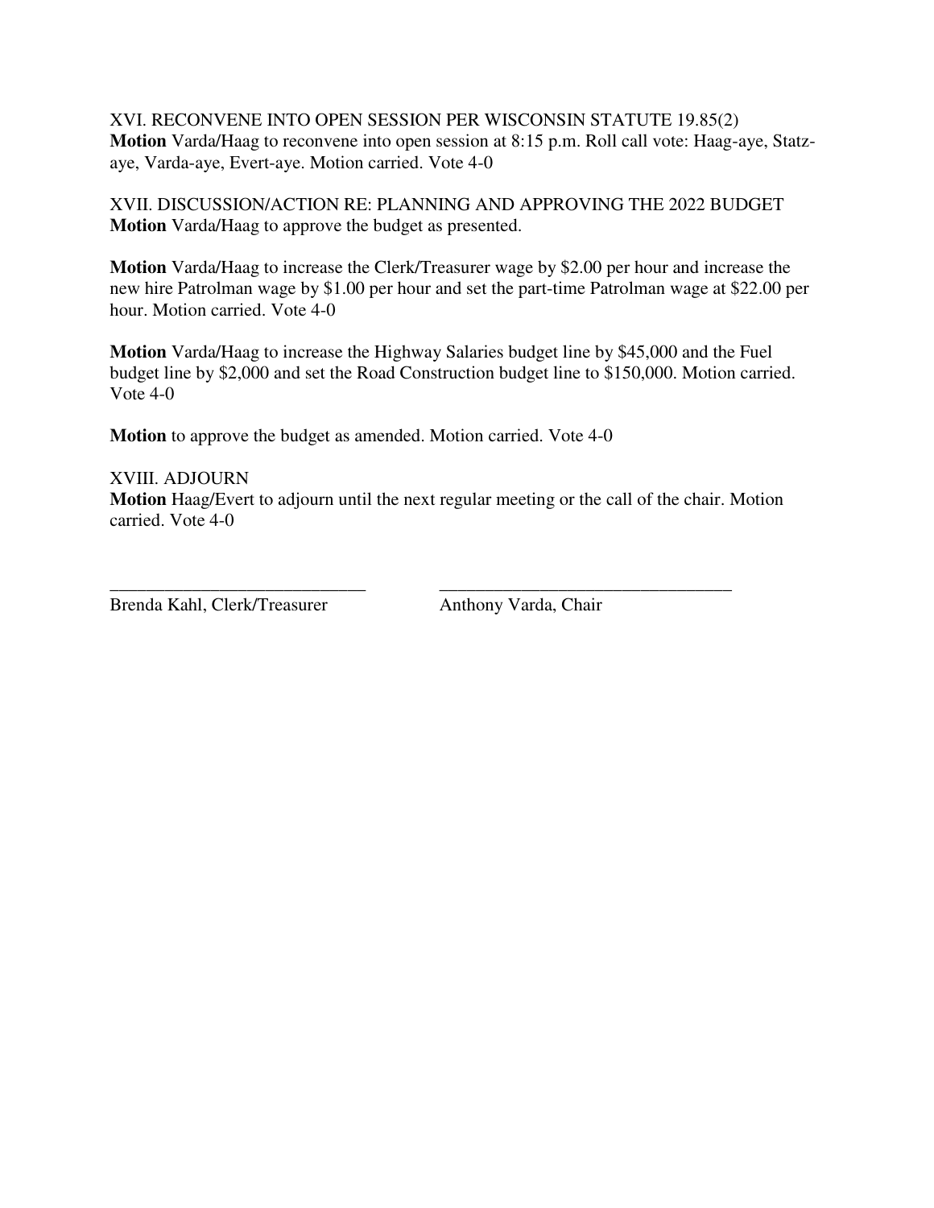XVI. RECONVENE INTO OPEN SESSION PER WISCONSIN STATUTE 19.85(2)
**Motion** Varda/Haag to reconvene into open session at 8:15 p.m. Roll call vote: Haag-aye, Statz-aye, Varda-aye, Evert-aye. Motion carried. Vote 4-0

XVII. DISCUSSION/ACTION RE: PLANNING AND APPROVING THE 2022 BUDGET
**Motion** Varda/Haag to approve the budget as presented.

**Motion** Varda/Haag to increase the Clerk/Treasurer wage by $2.00 per hour and increase the new hire Patrolman wage by $1.00 per hour and set the part-time Patrolman wage at $22.00 per hour. Motion carried. Vote 4-0

**Motion** Varda/Haag to increase the Highway Salaries budget line by $45,000 and the Fuel budget line by $2,000 and set the Road Construction budget line to $150,000. Motion carried. Vote 4-0

**Motion** to approve the budget as amended. Motion carried. Vote 4-0

XVIII. ADJOURN
**Motion** Haag/Evert to adjourn until the next regular meeting or the call of the chair. Motion carried. Vote 4-0

_____________________________ _________________________________

Brenda Kahl, Clerk/Treasurer Anthony Varda, Chair